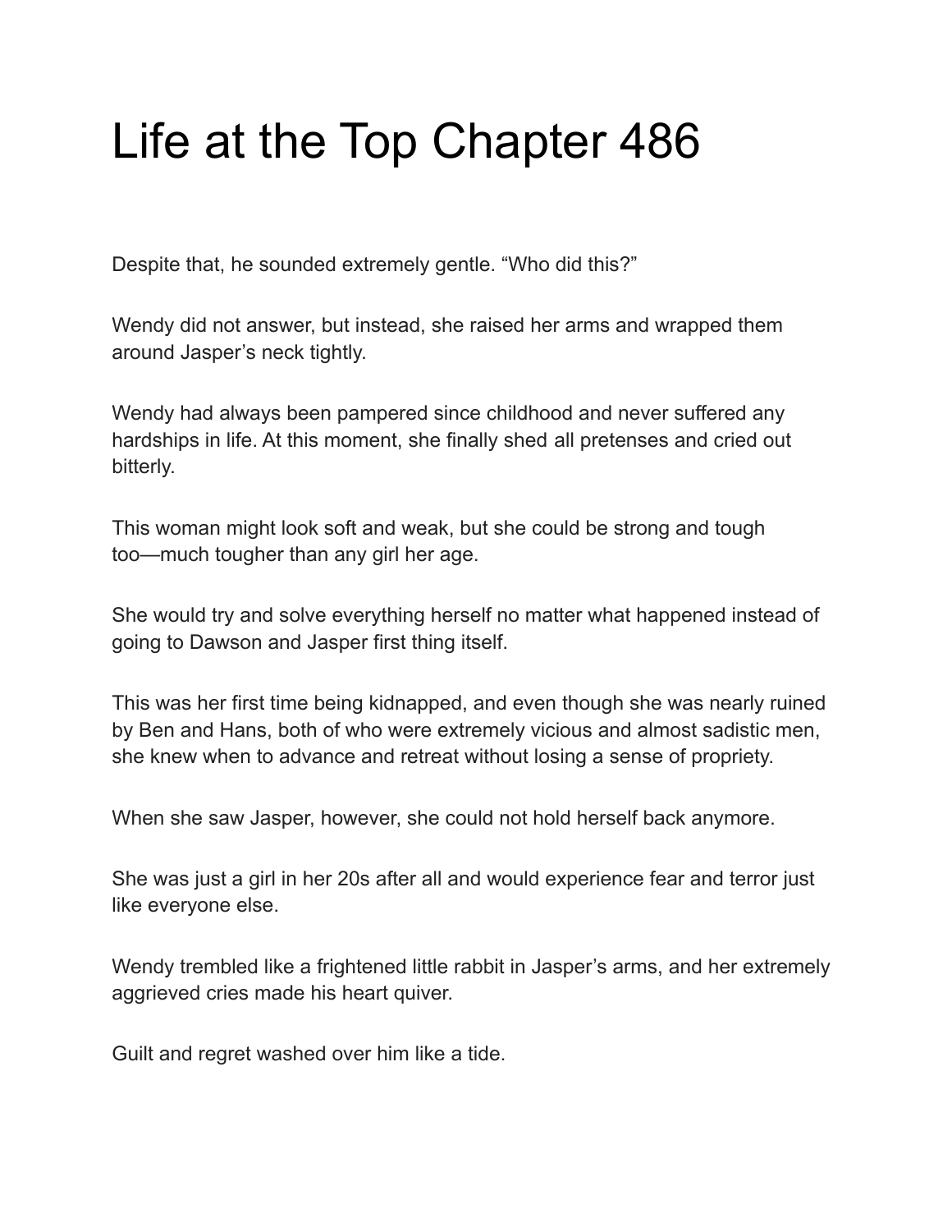# Life at the Top Chapter 486

Despite that, he sounded extremely gentle. “Who did this?”

Wendy did not answer, but instead, she raised her arms and wrapped them around Jasper’s neck tightly.

Wendy had always been pampered since childhood and never suffered any hardships in life. At this moment, she finally shed all pretenses and cried out bitterly.

This woman might look soft and weak, but she could be strong and tough too—much tougher than any girl her age.

She would try and solve everything herself no matter what happened instead of going to Dawson and Jasper first thing itself.

This was her first time being kidnapped, and even though she was nearly ruined by Ben and Hans, both of who were extremely vicious and almost sadistic men, she knew when to advance and retreat without losing a sense of propriety.

When she saw Jasper, however, she could not hold herself back anymore.

She was just a girl in her 20s after all and would experience fear and terror just like everyone else.

Wendy trembled like a frightened little rabbit in Jasper’s arms, and her extremely aggrieved cries made his heart quiver.

Guilt and regret washed over him like a tide.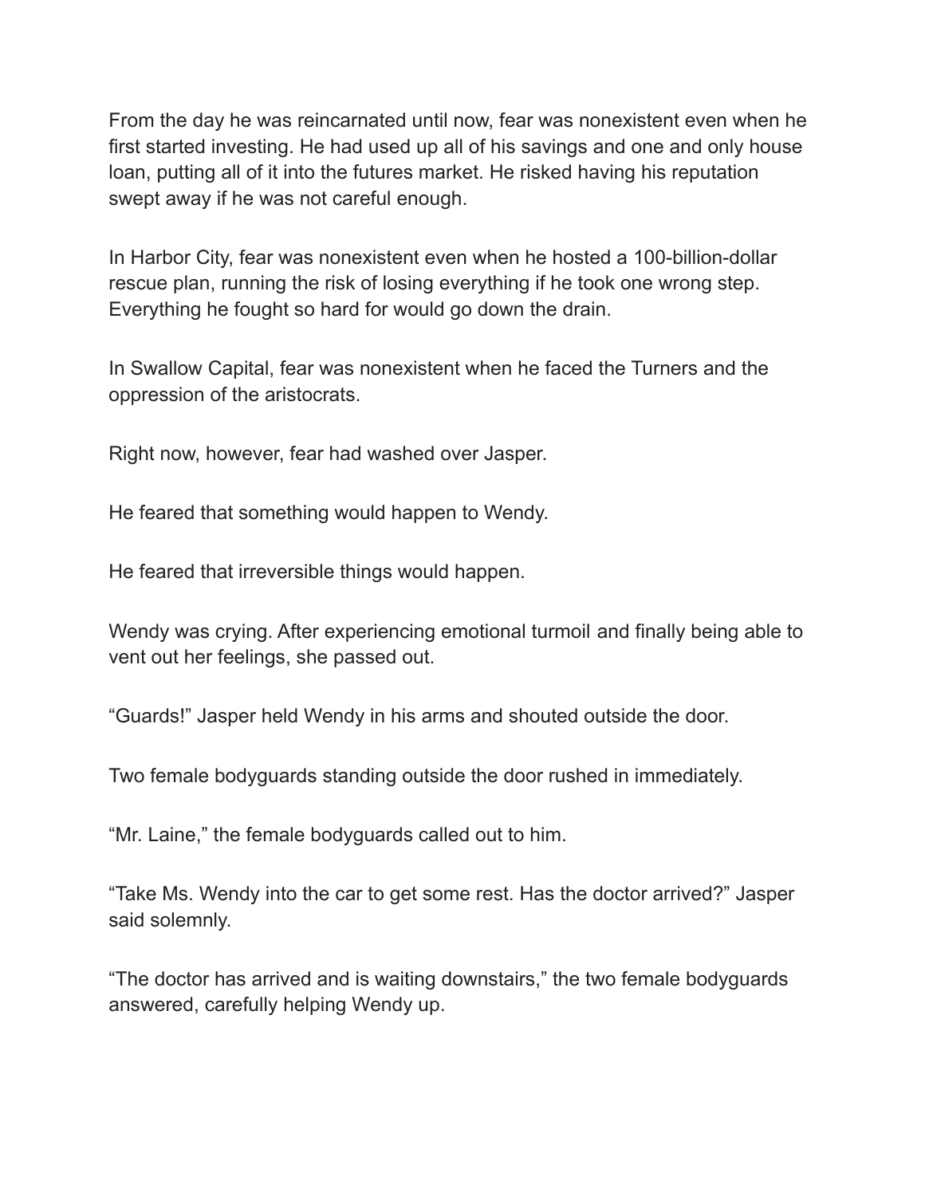From the day he was reincarnated until now, fear was nonexistent even when he first started investing. He had used up all of his savings and one and only house loan, putting all of it into the futures market. He risked having his reputation swept away if he was not careful enough.

In Harbor City, fear was nonexistent even when he hosted a 100-billion-dollar rescue plan, running the risk of losing everything if he took one wrong step. Everything he fought so hard for would go down the drain.

In Swallow Capital, fear was nonexistent when he faced the Turners and the oppression of the aristocrats.

Right now, however, fear had washed over Jasper.

He feared that something would happen to Wendy.

He feared that irreversible things would happen.

Wendy was crying. After experiencing emotional turmoil and finally being able to vent out her feelings, she passed out.

"Guards!" Jasper held Wendy in his arms and shouted outside the door.

Two female bodyguards standing outside the door rushed in immediately.

"Mr. Laine," the female bodyguards called out to him.

"Take Ms. Wendy into the car to get some rest. Has the doctor arrived?" Jasper said solemnly.

"The doctor has arrived and is waiting downstairs," the two female bodyguards answered, carefully helping Wendy up.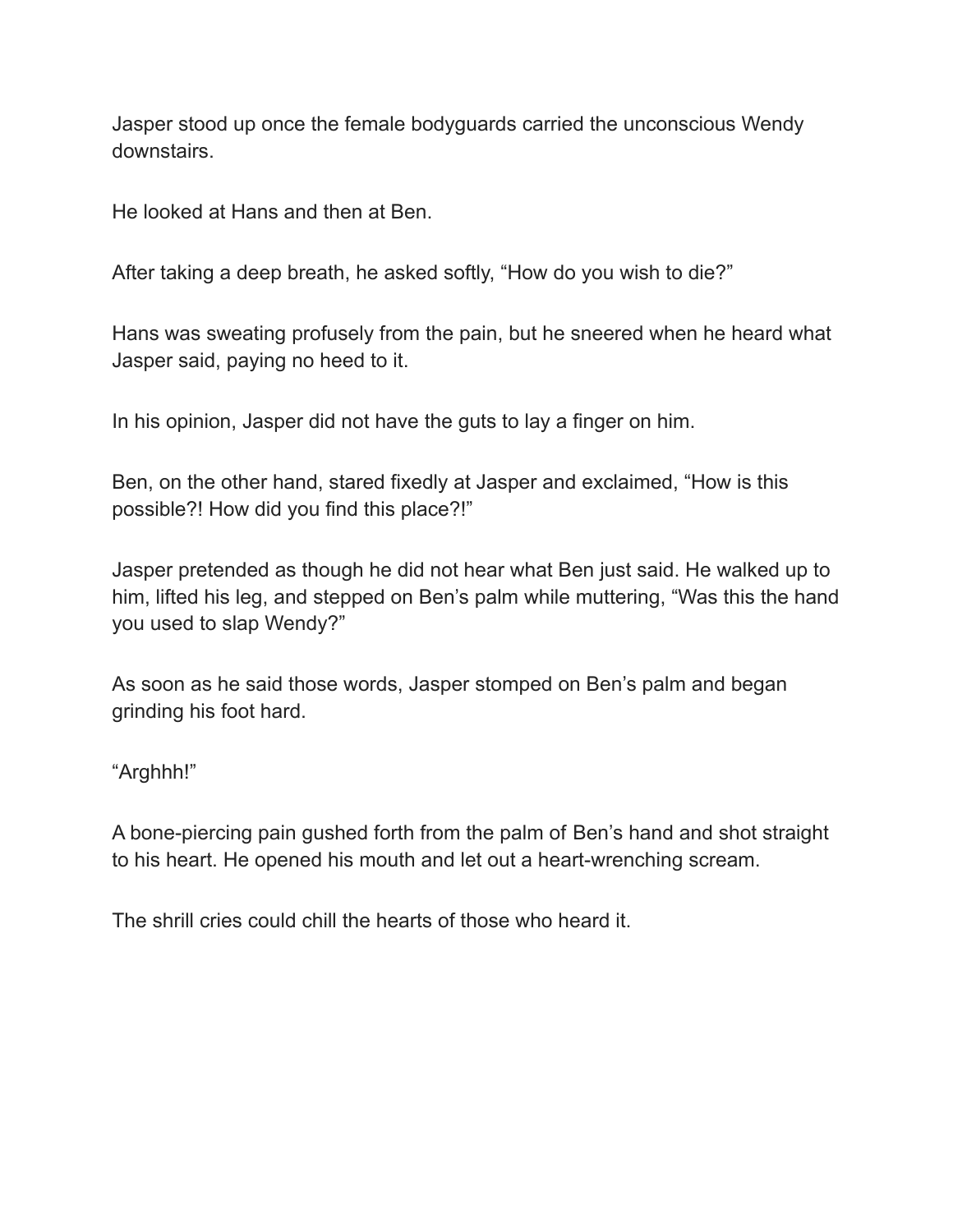Jasper stood up once the female bodyguards carried the unconscious Wendy downstairs.

He looked at Hans and then at Ben.

After taking a deep breath, he asked softly, “How do you wish to die?”

Hans was sweating profusely from the pain, but he sneered when he heard what Jasper said, paying no heed to it.

In his opinion, Jasper did not have the guts to lay a finger on him.

Ben, on the other hand, stared fixedly at Jasper and exclaimed, “How is this possible?! How did you find this place?!”

Jasper pretended as though he did not hear what Ben just said. He walked up to him, lifted his leg, and stepped on Ben’s palm while muttering, “Was this the hand you used to slap Wendy?”

As soon as he said those words, Jasper stomped on Ben’s palm and began grinding his foot hard.

“Arghhh!”

A bone-piercing pain gushed forth from the palm of Ben’s hand and shot straight to his heart. He opened his mouth and let out a heart-wrenching scream.

The shrill cries could chill the hearts of those who heard it.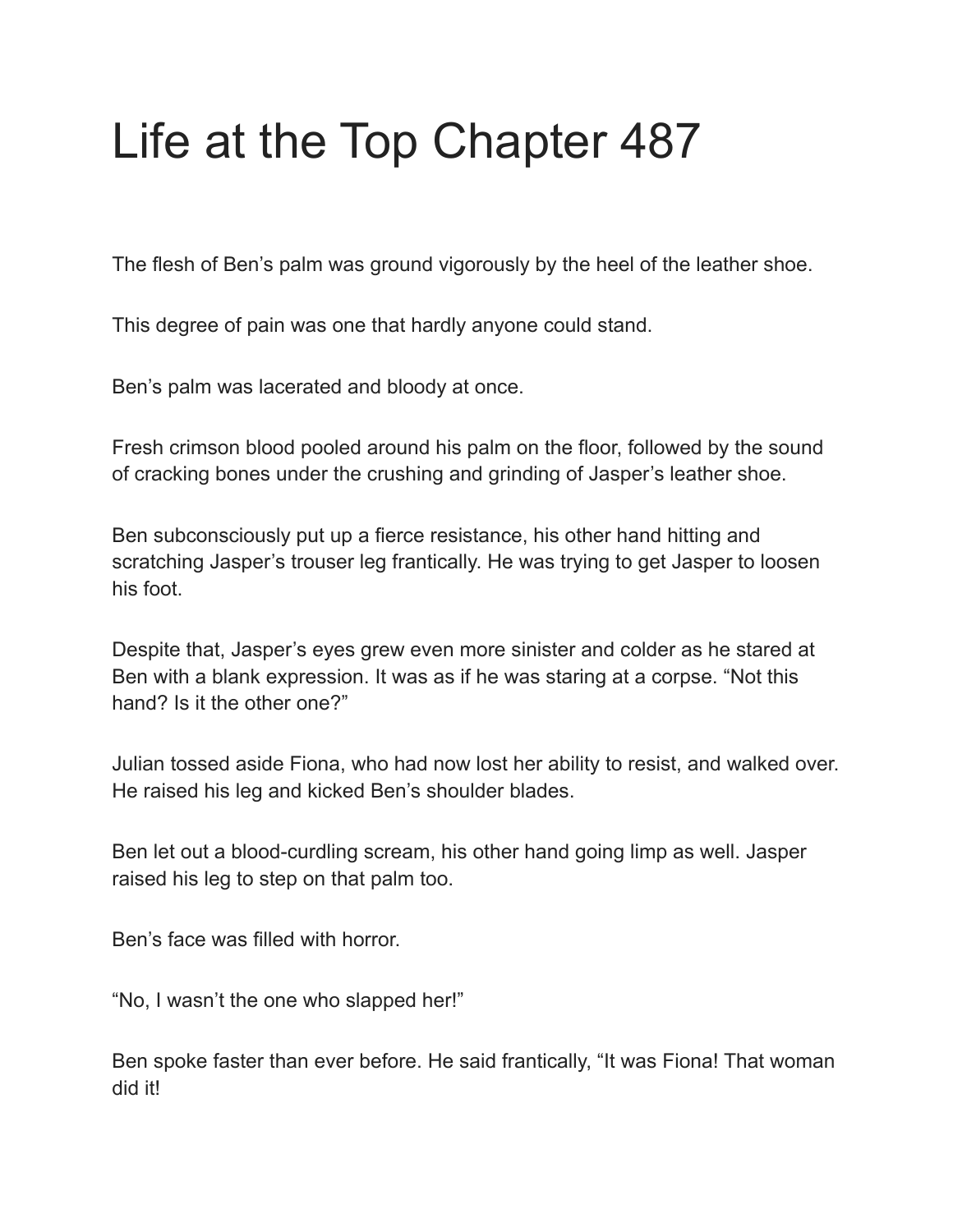# Life at the Top Chapter 487

The flesh of Ben's palm was ground vigorously by the heel of the leather shoe.

This degree of pain was one that hardly anyone could stand.

Ben's palm was lacerated and bloody at once.

Fresh crimson blood pooled around his palm on the floor, followed by the sound of cracking bones under the crushing and grinding of Jasper's leather shoe.

Ben subconsciously put up a fierce resistance, his other hand hitting and scratching Jasper's trouser leg frantically. He was trying to get Jasper to loosen his foot.

Despite that, Jasper's eyes grew even more sinister and colder as he stared at Ben with a blank expression. It was as if he was staring at a corpse. "Not this hand? Is it the other one?"

Julian tossed aside Fiona, who had now lost her ability to resist, and walked over. He raised his leg and kicked Ben's shoulder blades.

Ben let out a blood-curdling scream, his other hand going limp as well. Jasper raised his leg to step on that palm too.

Ben's face was filled with horror.

"No, I wasn't the one who slapped her!"

Ben spoke faster than ever before. He said frantically, "It was Fiona! That woman did it!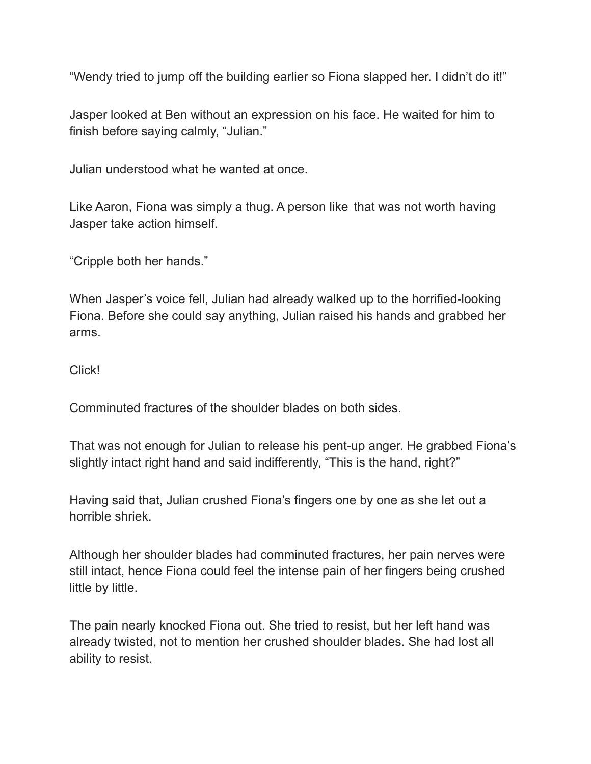"Wendy tried to jump off the building earlier so Fiona slapped her. I didn't do it!"

Jasper looked at Ben without an expression on his face. He waited for him to finish before saying calmly, "Julian."

Julian understood what he wanted at once.

Like Aaron, Fiona was simply a thug. A person like that was not worth having Jasper take action himself.

"Cripple both her hands."

When Jasper's voice fell, Julian had already walked up to the horrified-looking Fiona. Before she could say anything, Julian raised his hands and grabbed her arms.

Click!

Comminuted fractures of the shoulder blades on both sides.

That was not enough for Julian to release his pent-up anger. He grabbed Fiona's slightly intact right hand and said indifferently, "This is the hand, right?"

Having said that, Julian crushed Fiona's fingers one by one as she let out a horrible shriek.

Although her shoulder blades had comminuted fractures, her pain nerves were still intact, hence Fiona could feel the intense pain of her fingers being crushed little by little.

The pain nearly knocked Fiona out. She tried to resist, but her left hand was already twisted, not to mention her crushed shoulder blades. She had lost all ability to resist.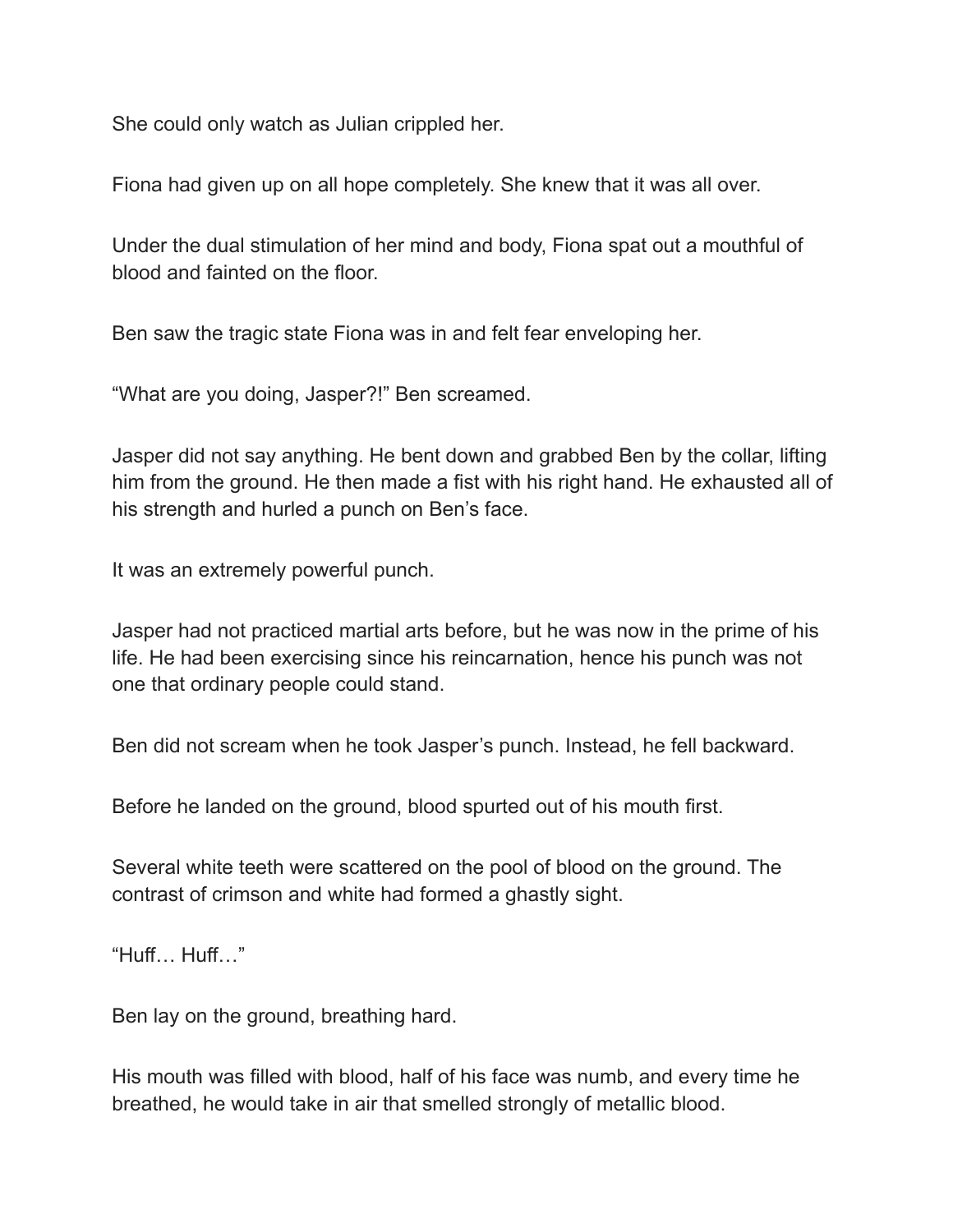She could only watch as Julian crippled her.

Fiona had given up on all hope completely. She knew that it was all over.

Under the dual stimulation of her mind and body, Fiona spat out a mouthful of blood and fainted on the floor.

Ben saw the tragic state Fiona was in and felt fear enveloping her.

“What are you doing, Jasper?!” Ben screamed.

Jasper did not say anything. He bent down and grabbed Ben by the collar, lifting him from the ground. He then made a fist with his right hand. He exhausted all of his strength and hurled a punch on Ben’s face.

It was an extremely powerful punch.

Jasper had not practiced martial arts before, but he was now in the prime of his life. He had been exercising since his reincarnation, hence his punch was not one that ordinary people could stand.

Ben did not scream when he took Jasper’s punch. Instead, he fell backward.

Before he landed on the ground, blood spurted out of his mouth first.

Several white teeth were scattered on the pool of blood on the ground. The contrast of crimson and white had formed a ghastly sight.

“Huff… Huff…”

Ben lay on the ground, breathing hard.

His mouth was filled with blood, half of his face was numb, and every time he breathed, he would take in air that smelled strongly of metallic blood.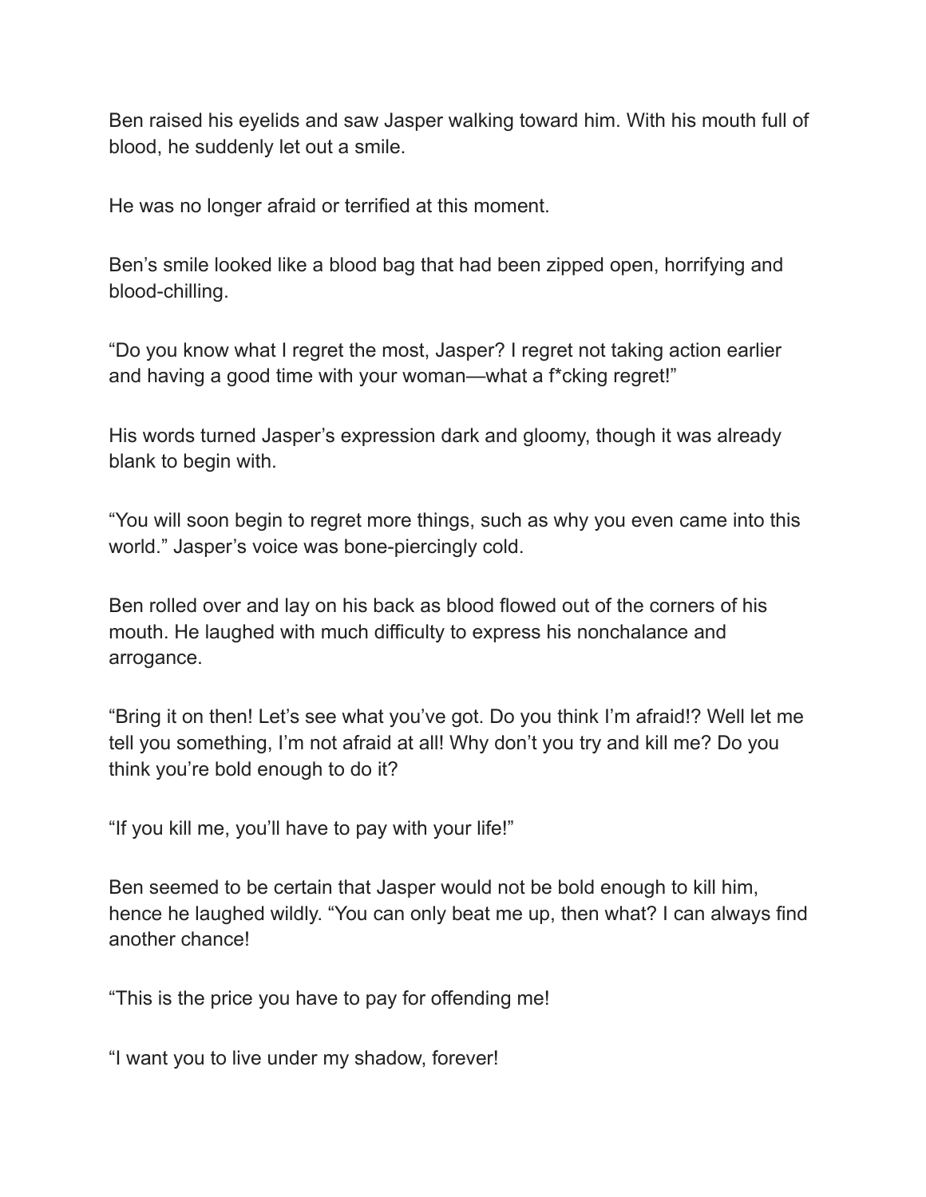Ben raised his eyelids and saw Jasper walking toward him. With his mouth full of blood, he suddenly let out a smile.

He was no longer afraid or terrified at this moment.

Ben's smile looked like a blood bag that had been zipped open, horrifying and blood-chilling.

"Do you know what I regret the most, Jasper? I regret not taking action earlier and having a good time with your woman—what a f*cking regret!"

His words turned Jasper's expression dark and gloomy, though it was already blank to begin with.

"You will soon begin to regret more things, such as why you even came into this world." Jasper's voice was bone-piercingly cold.

Ben rolled over and lay on his back as blood flowed out of the corners of his mouth. He laughed with much difficulty to express his nonchalance and arrogance.

"Bring it on then! Let's see what you've got. Do you think I'm afraid!? Well let me tell you something, I'm not afraid at all! Why don't you try and kill me? Do you think you're bold enough to do it?

"If you kill me, you'll have to pay with your life!"

Ben seemed to be certain that Jasper would not be bold enough to kill him, hence he laughed wildly. "You can only beat me up, then what? I can always find another chance!

"This is the price you have to pay for offending me!

"I want you to live under my shadow, forever!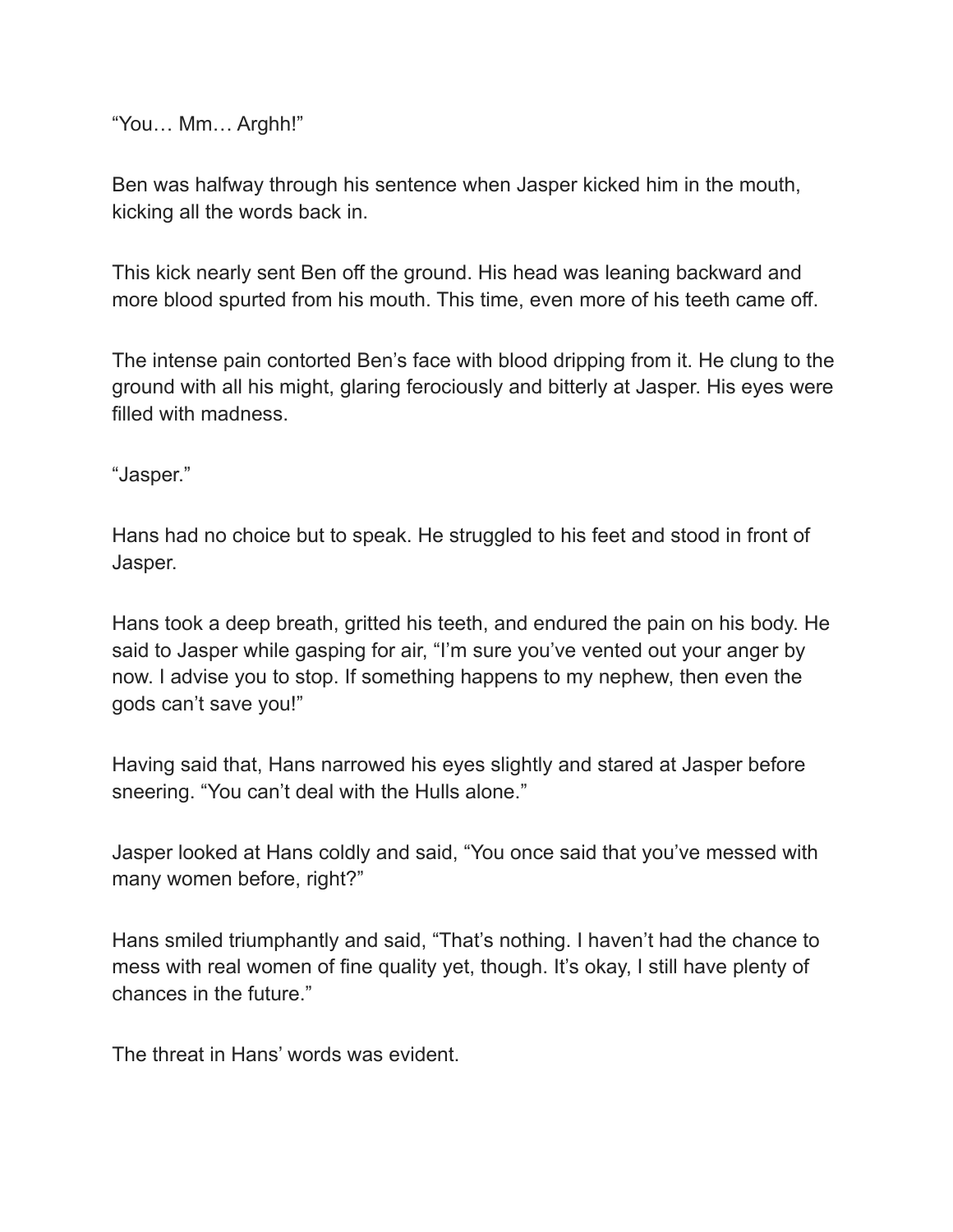"You… Mm… Arghh!"

Ben was halfway through his sentence when Jasper kicked him in the mouth, kicking all the words back in.

This kick nearly sent Ben off the ground. His head was leaning backward and more blood spurted from his mouth. This time, even more of his teeth came off.

The intense pain contorted Ben's face with blood dripping from it. He clung to the ground with all his might, glaring ferociously and bitterly at Jasper. His eyes were filled with madness.

"Jasper."

Hans had no choice but to speak. He struggled to his feet and stood in front of Jasper.

Hans took a deep breath, gritted his teeth, and endured the pain on his body. He said to Jasper while gasping for air, "I'm sure you've vented out your anger by now. I advise you to stop. If something happens to my nephew, then even the gods can't save you!"

Having said that, Hans narrowed his eyes slightly and stared at Jasper before sneering. "You can't deal with the Hulls alone."

Jasper looked at Hans coldly and said, "You once said that you've messed with many women before, right?"

Hans smiled triumphantly and said, "That's nothing. I haven't had the chance to mess with real women of fine quality yet, though. It's okay, I still have plenty of chances in the future."

The threat in Hans' words was evident.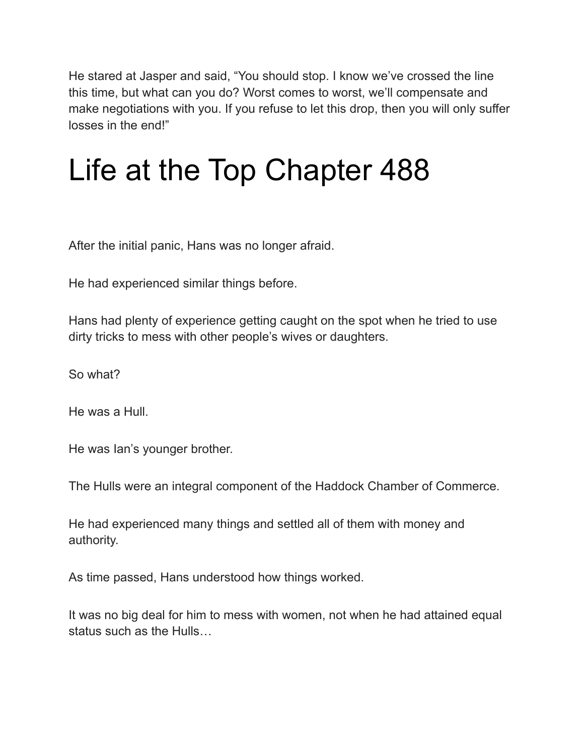He stared at Jasper and said, "You should stop. I know we've crossed the line this time, but what can you do? Worst comes to worst, we'll compensate and make negotiations with you. If you refuse to let this drop, then you will only suffer losses in the end!"

# Life at the Top Chapter 488

After the initial panic, Hans was no longer afraid.

He had experienced similar things before.

Hans had plenty of experience getting caught on the spot when he tried to use dirty tricks to mess with other people's wives or daughters.

So what?

He was a Hull.

He was Ian's younger brother.

The Hulls were an integral component of the Haddock Chamber of Commerce.

He had experienced many things and settled all of them with money and authority.

As time passed, Hans understood how things worked.

It was no big deal for him to mess with women, not when he had attained equal status such as the Hulls…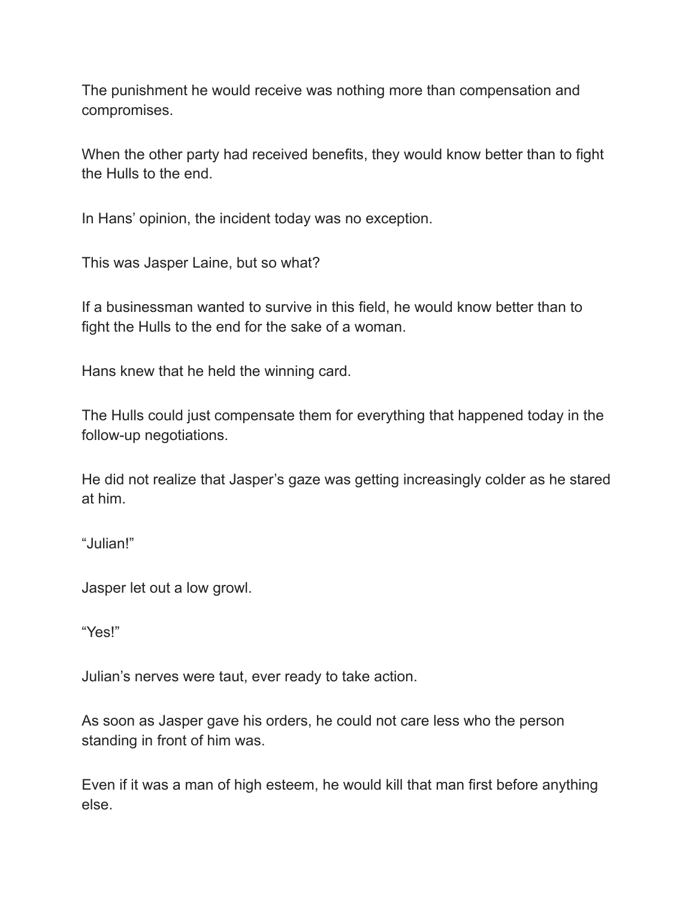The punishment he would receive was nothing more than compensation and compromises.

When the other party had received benefits, they would know better than to fight the Hulls to the end.

In Hans' opinion, the incident today was no exception.

This was Jasper Laine, but so what?

If a businessman wanted to survive in this field, he would know better than to fight the Hulls to the end for the sake of a woman.

Hans knew that he held the winning card.

The Hulls could just compensate them for everything that happened today in the follow-up negotiations.

He did not realize that Jasper's gaze was getting increasingly colder as he stared at him.

"Julian!"

Jasper let out a low growl.

"Yes!"

Julian's nerves were taut, ever ready to take action.

As soon as Jasper gave his orders, he could not care less who the person standing in front of him was.

Even if it was a man of high esteem, he would kill that man first before anything else.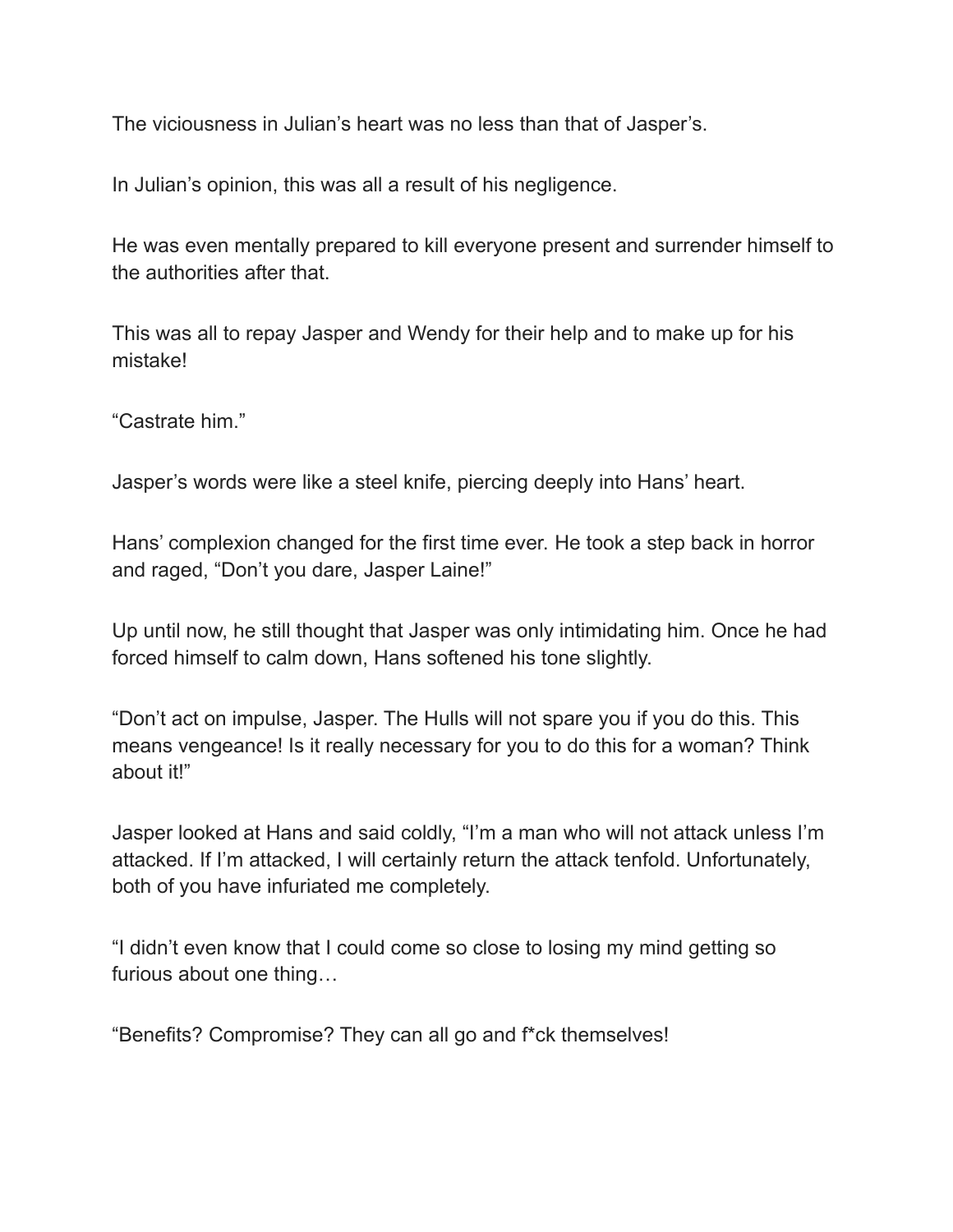The viciousness in Julian's heart was no less than that of Jasper's.

In Julian's opinion, this was all a result of his negligence.

He was even mentally prepared to kill everyone present and surrender himself to the authorities after that.

This was all to repay Jasper and Wendy for their help and to make up for his mistake!

"Castrate him."

Jasper's words were like a steel knife, piercing deeply into Hans' heart.

Hans' complexion changed for the first time ever. He took a step back in horror and raged, "Don't you dare, Jasper Laine!"

Up until now, he still thought that Jasper was only intimidating him. Once he had forced himself to calm down, Hans softened his tone slightly.

"Don't act on impulse, Jasper. The Hulls will not spare you if you do this. This means vengeance! Is it really necessary for you to do this for a woman? Think about it!"

Jasper looked at Hans and said coldly, "I'm a man who will not attack unless I'm attacked. If I'm attacked, I will certainly return the attack tenfold. Unfortunately, both of you have infuriated me completely.

"I didn't even know that I could come so close to losing my mind getting so furious about one thing…

"Benefits? Compromise? They can all go and f*ck themselves!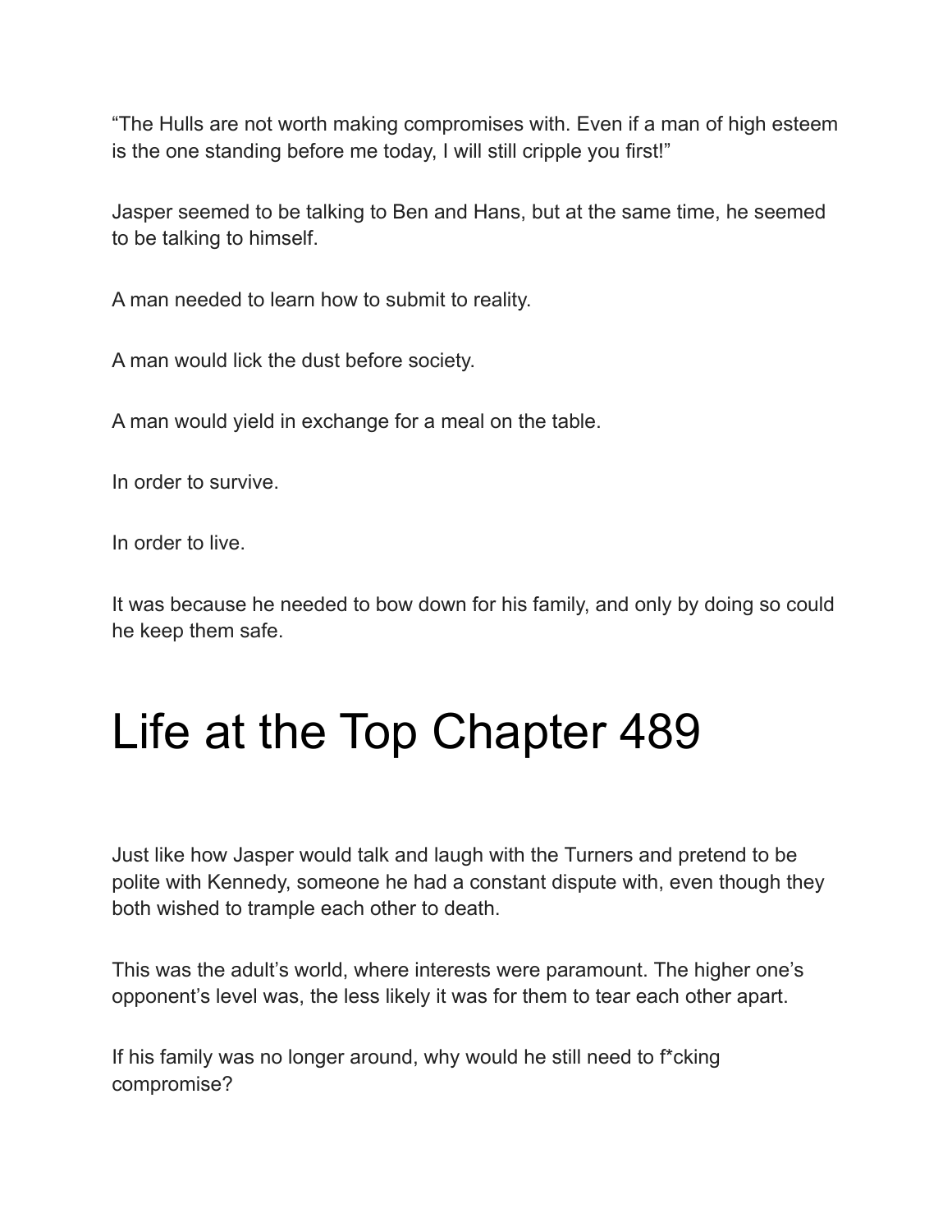“The Hulls are not worth making compromises with. Even if a man of high esteem is the one standing before me today, I will still cripple you first!”

Jasper seemed to be talking to Ben and Hans, but at the same time, he seemed to be talking to himself.

A man needed to learn how to submit to reality.

A man would lick the dust before society.

A man would yield in exchange for a meal on the table.

In order to survive.

In order to live.

It was because he needed to bow down for his family, and only by doing so could he keep them safe.

# Life at the Top Chapter 489

Just like how Jasper would talk and laugh with the Turners and pretend to be polite with Kennedy, someone he had a constant dispute with, even though they both wished to trample each other to death.

This was the adult’s world, where interests were paramount. The higher one’s opponent’s level was, the less likely it was for them to tear each other apart.

If his family was no longer around, why would he still need to f*cking compromise?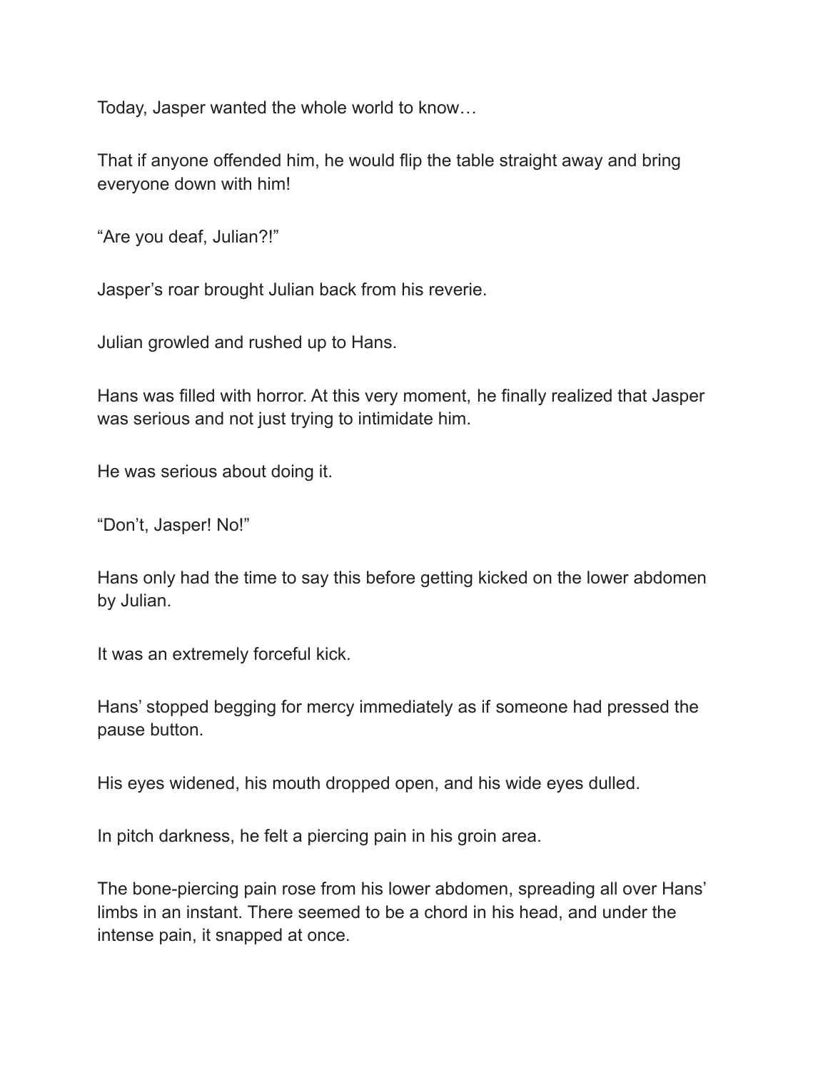Today, Jasper wanted the whole world to know…

That if anyone offended him, he would flip the table straight away and bring everyone down with him!

“Are you deaf, Julian?!”

Jasper’s roar brought Julian back from his reverie.

Julian growled and rushed up to Hans.

Hans was filled with horror. At this very moment, he finally realized that Jasper was serious and not just trying to intimidate him.

He was serious about doing it.

“Don’t, Jasper! No!”

Hans only had the time to say this before getting kicked on the lower abdomen by Julian.

It was an extremely forceful kick.

Hans’ stopped begging for mercy immediately as if someone had pressed the pause button.

His eyes widened, his mouth dropped open, and his wide eyes dulled.

In pitch darkness, he felt a piercing pain in his groin area.

The bone-piercing pain rose from his lower abdomen, spreading all over Hans’ limbs in an instant. There seemed to be a chord in his head, and under the intense pain, it snapped at once.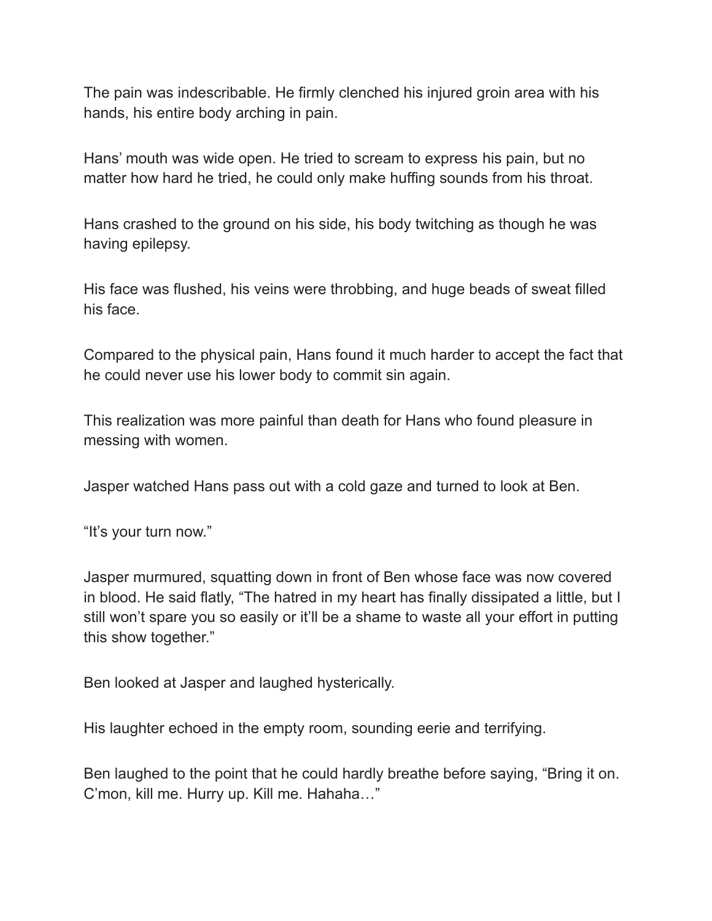The pain was indescribable. He firmly clenched his injured groin area with his hands, his entire body arching in pain.

Hans' mouth was wide open. He tried to scream to express his pain, but no matter how hard he tried, he could only make huffing sounds from his throat.

Hans crashed to the ground on his side, his body twitching as though he was having epilepsy.

His face was flushed, his veins were throbbing, and huge beads of sweat filled his face.

Compared to the physical pain, Hans found it much harder to accept the fact that he could never use his lower body to commit sin again.

This realization was more painful than death for Hans who found pleasure in messing with women.

Jasper watched Hans pass out with a cold gaze and turned to look at Ben.

"It's your turn now."

Jasper murmured, squatting down in front of Ben whose face was now covered in blood. He said flatly, "The hatred in my heart has finally dissipated a little, but I still won't spare you so easily or it'll be a shame to waste all your effort in putting this show together."

Ben looked at Jasper and laughed hysterically.

His laughter echoed in the empty room, sounding eerie and terrifying.

Ben laughed to the point that he could hardly breathe before saying, "Bring it on. C'mon, kill me. Hurry up. Kill me. Hahaha…"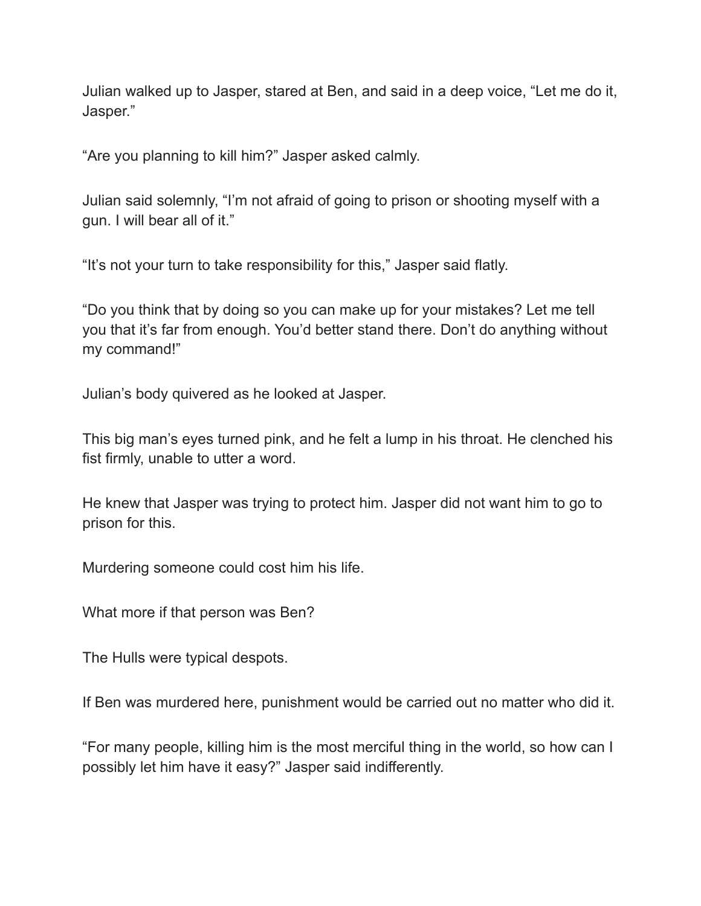Julian walked up to Jasper, stared at Ben, and said in a deep voice, “Let me do it, Jasper.”

“Are you planning to kill him?” Jasper asked calmly.

Julian said solemnly, “I’m not afraid of going to prison or shooting myself with a gun. I will bear all of it.”

“It’s not your turn to take responsibility for this,” Jasper said flatly.

“Do you think that by doing so you can make up for your mistakes? Let me tell you that it’s far from enough. You’d better stand there. Don’t do anything without my command!”

Julian’s body quivered as he looked at Jasper.

This big man’s eyes turned pink, and he felt a lump in his throat. He clenched his fist firmly, unable to utter a word.

He knew that Jasper was trying to protect him. Jasper did not want him to go to prison for this.

Murdering someone could cost him his life.

What more if that person was Ben?

The Hulls were typical despots.

If Ben was murdered here, punishment would be carried out no matter who did it.

“For many people, killing him is the most merciful thing in the world, so how can I possibly let him have it easy?” Jasper said indifferently.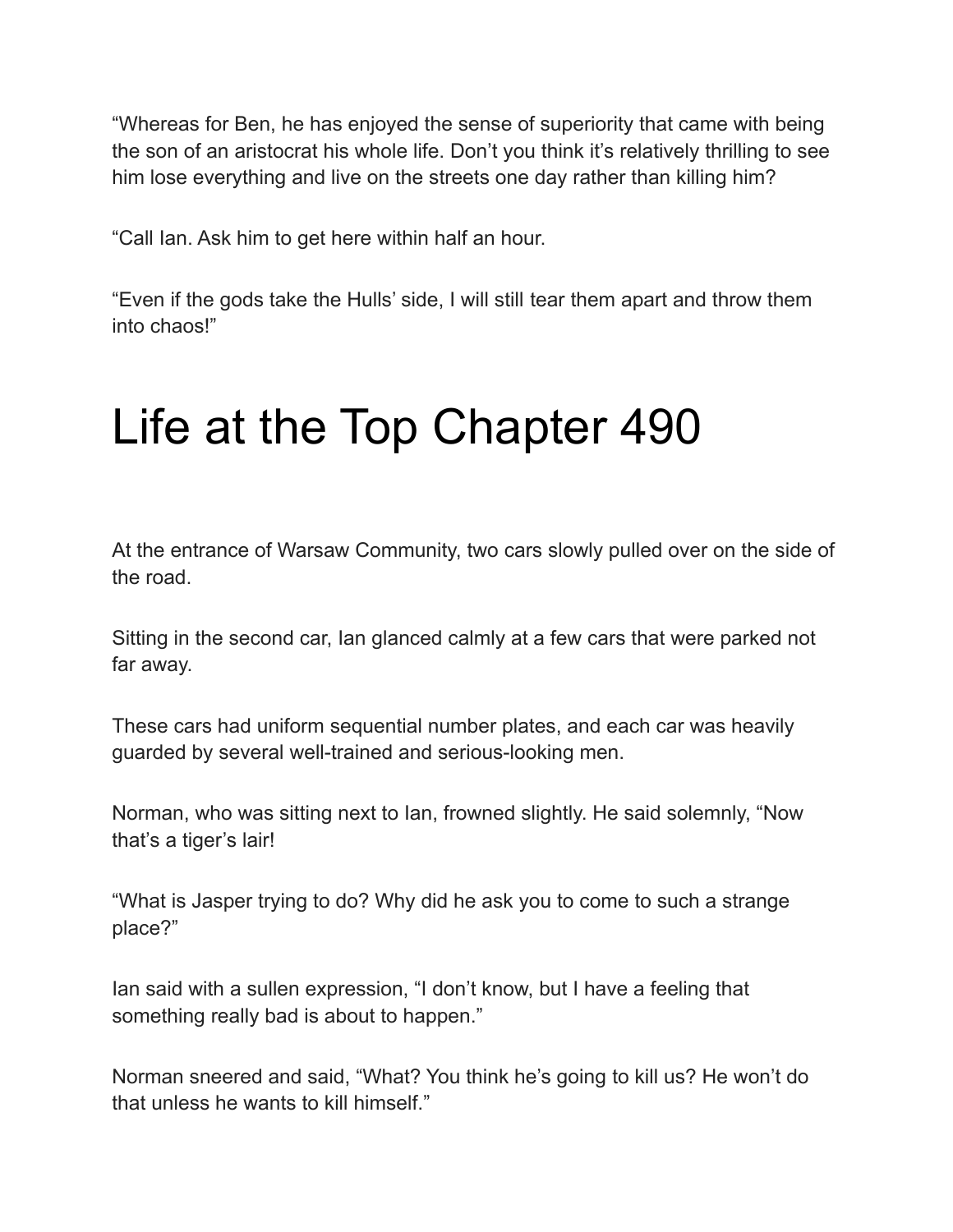“Whereas for Ben, he has enjoyed the sense of superiority that came with being the son of an aristocrat his whole life. Don’t you think it’s relatively thrilling to see him lose everything and live on the streets one day rather than killing him?

“Call Ian. Ask him to get here within half an hour.

“Even if the gods take the Hulls’ side, I will still tear them apart and throw them into chaos!”

# Life at the Top Chapter 490

At the entrance of Warsaw Community, two cars slowly pulled over on the side of the road.

Sitting in the second car, Ian glanced calmly at a few cars that were parked not far away.

These cars had uniform sequential number plates, and each car was heavily guarded by several well-trained and serious-looking men.

Norman, who was sitting next to Ian, frowned slightly. He said solemnly, “Now that’s a tiger’s lair!

“What is Jasper trying to do? Why did he ask you to come to such a strange place?”

Ian said with a sullen expression, “I don’t know, but I have a feeling that something really bad is about to happen.”

Norman sneered and said, “What? You think he’s going to kill us? He won’t do that unless he wants to kill himself.”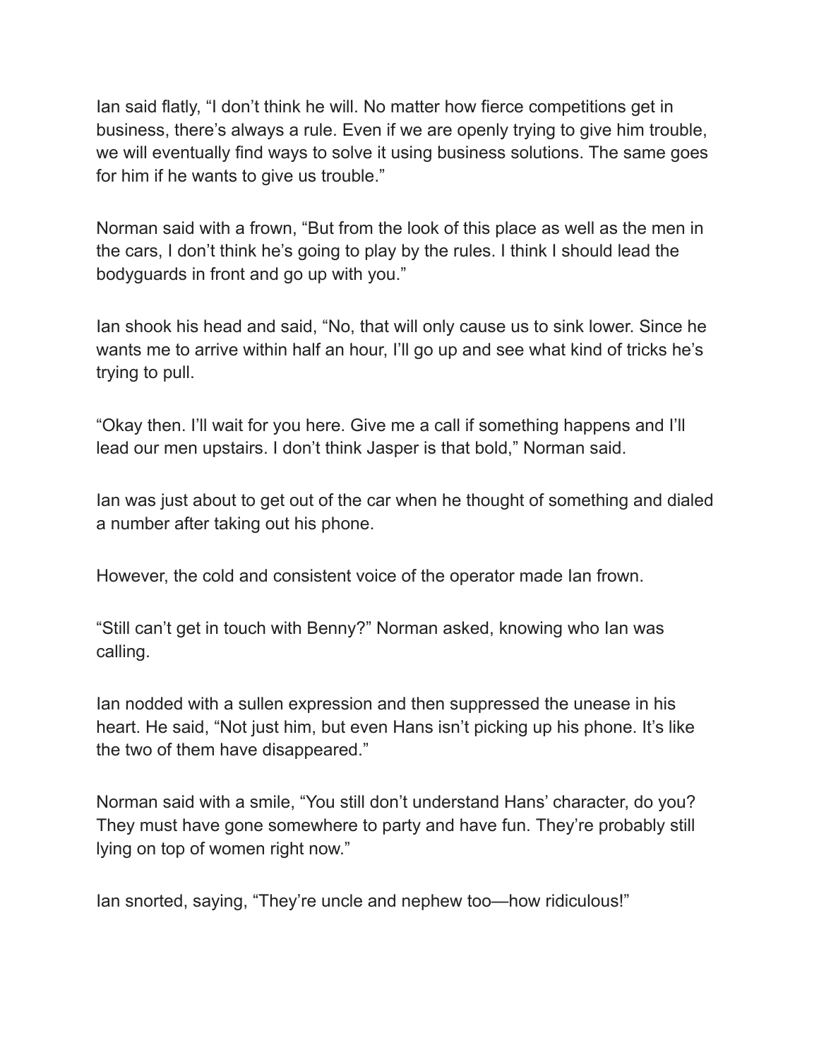Ian said flatly, “I don’t think he will. No matter how fierce competitions get in business, there’s always a rule. Even if we are openly trying to give him trouble, we will eventually find ways to solve it using business solutions. The same goes for him if he wants to give us trouble.”

Norman said with a frown, “But from the look of this place as well as the men in the cars, I don’t think he’s going to play by the rules. I think I should lead the bodyguards in front and go up with you.”

Ian shook his head and said, “No, that will only cause us to sink lower. Since he wants me to arrive within half an hour, I’ll go up and see what kind of tricks he’s trying to pull.

“Okay then. I’ll wait for you here. Give me a call if something happens and I’ll lead our men upstairs. I don’t think Jasper is that bold,” Norman said.

Ian was just about to get out of the car when he thought of something and dialed a number after taking out his phone.

However, the cold and consistent voice of the operator made Ian frown.

“Still can’t get in touch with Benny?” Norman asked, knowing who Ian was calling.

Ian nodded with a sullen expression and then suppressed the unease in his heart. He said, “Not just him, but even Hans isn’t picking up his phone. It’s like the two of them have disappeared.”

Norman said with a smile, “You still don’t understand Hans’ character, do you? They must have gone somewhere to party and have fun. They’re probably still lying on top of women right now.”

Ian snorted, saying, “They’re uncle and nephew too—how ridiculous!”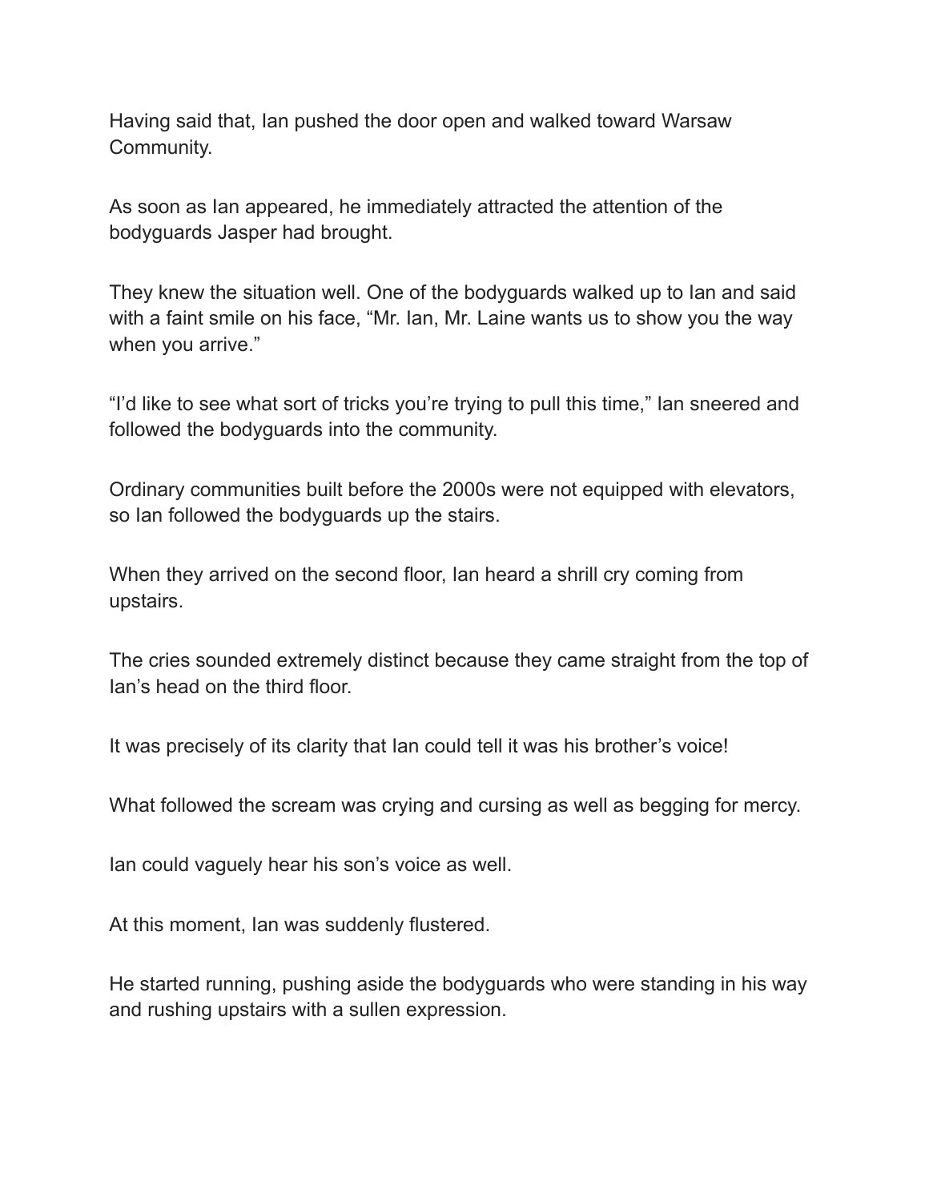Having said that, Ian pushed the door open and walked toward Warsaw Community.

As soon as Ian appeared, he immediately attracted the attention of the bodyguards Jasper had brought.

They knew the situation well. One of the bodyguards walked up to Ian and said with a faint smile on his face, “Mr. Ian, Mr. Laine wants us to show you the way when you arrive.”

“I’d like to see what sort of tricks you’re trying to pull this time,” Ian sneered and followed the bodyguards into the community.

Ordinary communities built before the 2000s were not equipped with elevators, so Ian followed the bodyguards up the stairs.

When they arrived on the second floor, Ian heard a shrill cry coming from upstairs.

The cries sounded extremely distinct because they came straight from the top of Ian’s head on the third floor.

It was precisely of its clarity that Ian could tell it was his brother’s voice!

What followed the scream was crying and cursing as well as begging for mercy.

Ian could vaguely hear his son’s voice as well.

At this moment, Ian was suddenly flustered.

He started running, pushing aside the bodyguards who were standing in his way and rushing upstairs with a sullen expression.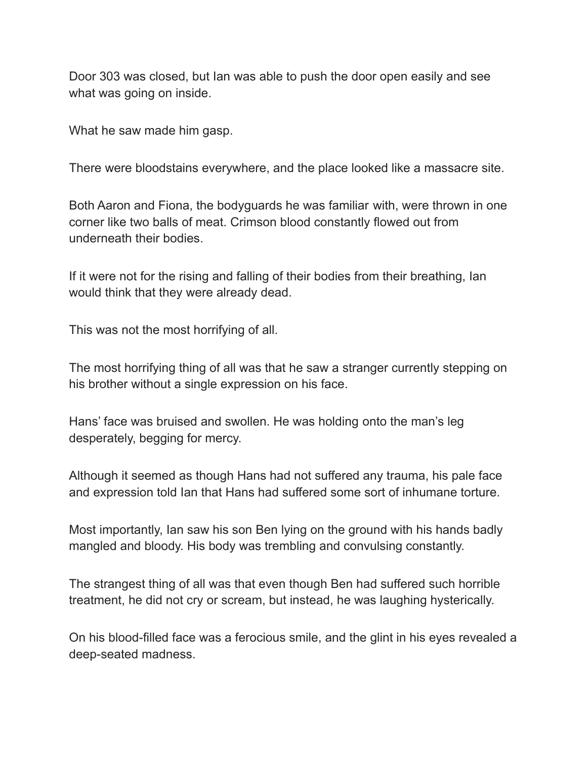Door 303 was closed, but Ian was able to push the door open easily and see what was going on inside.

What he saw made him gasp.

There were bloodstains everywhere, and the place looked like a massacre site.

Both Aaron and Fiona, the bodyguards he was familiar with, were thrown in one corner like two balls of meat. Crimson blood constantly flowed out from underneath their bodies.

If it were not for the rising and falling of their bodies from their breathing, Ian would think that they were already dead.

This was not the most horrifying of all.

The most horrifying thing of all was that he saw a stranger currently stepping on his brother without a single expression on his face.

Hans' face was bruised and swollen. He was holding onto the man's leg desperately, begging for mercy.

Although it seemed as though Hans had not suffered any trauma, his pale face and expression told Ian that Hans had suffered some sort of inhumane torture.

Most importantly, Ian saw his son Ben lying on the ground with his hands badly mangled and bloody. His body was trembling and convulsing constantly.

The strangest thing of all was that even though Ben had suffered such horrible treatment, he did not cry or scream, but instead, he was laughing hysterically.

On his blood-filled face was a ferocious smile, and the glint in his eyes revealed a deep-seated madness.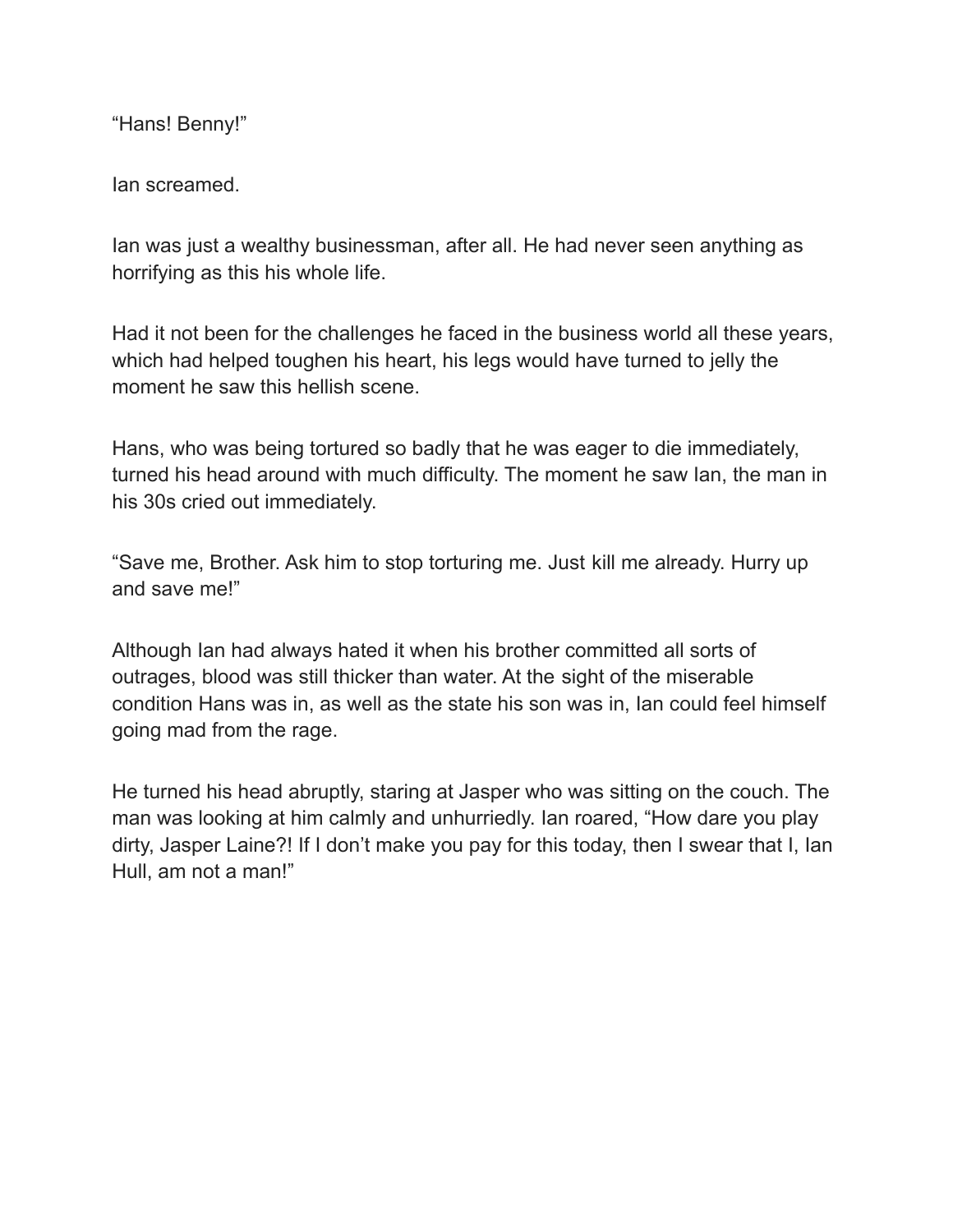"Hans! Benny!"

Ian screamed.

Ian was just a wealthy businessman, after all. He had never seen anything as horrifying as this his whole life.

Had it not been for the challenges he faced in the business world all these years, which had helped toughen his heart, his legs would have turned to jelly the moment he saw this hellish scene.

Hans, who was being tortured so badly that he was eager to die immediately, turned his head around with much difficulty. The moment he saw Ian, the man in his 30s cried out immediately.

"Save me, Brother. Ask him to stop torturing me. Just kill me already. Hurry up and save me!"

Although Ian had always hated it when his brother committed all sorts of outrages, blood was still thicker than water. At the sight of the miserable condition Hans was in, as well as the state his son was in, Ian could feel himself going mad from the rage.

He turned his head abruptly, staring at Jasper who was sitting on the couch. The man was looking at him calmly and unhurriedly. Ian roared, "How dare you play dirty, Jasper Laine?! If I don't make you pay for this today, then I swear that I, Ian Hull, am not a man!"